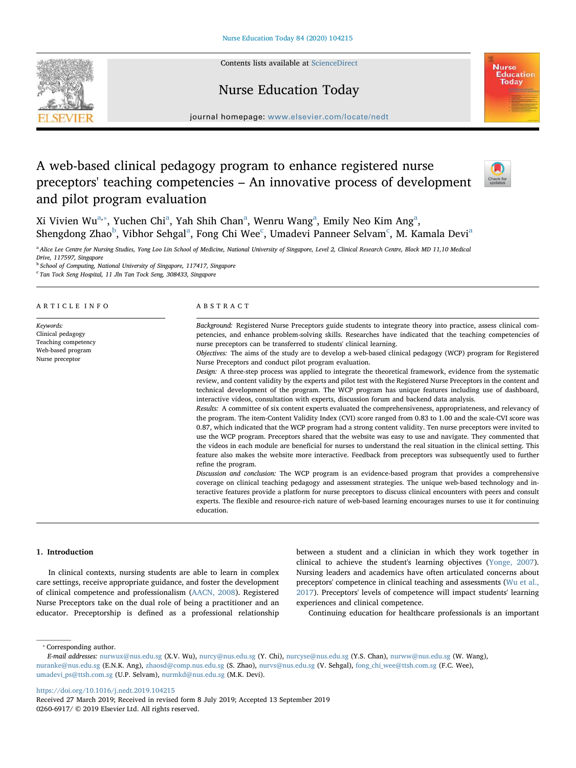# A web-based clinical pedagogy program to enhance registered nurse preceptors' teaching competencies – An innovative process of development and pilot program evaluation

Xi Vivien Wu[a,*], Yuchen Chi[a], Yah Shih Chan[a], Wenru Wang[a], Emily Neo Kim Ang[a], Shengdong Zhao[b], Vibhor Sehgal[a], Fong Chi Wee[c], Umadevi Panneer Selvam[c], M. Kamala Devi[a]

[a] Alice Lee Centre for Nursing Studies, Yong Loo Lin School of Medicine, National University of Singapore, Level 2, Clinical Research Centre, Block MD 11,10 Medical Drive, 117597, Singapore

[b] School of Computing, National University of Singapore, 117417, Singapore

[c] Tan Tock Seng Hospital, 11 Jln Tan Tock Seng, 308433, Singapore

## ARTICLE INFO

*Keywords:*
Clinical pedagogy
Teaching competency
Web-based program
Nurse preceptor

## ABSTRACT

*Background:* Registered Nurse Preceptors guide students to integrate theory into practice, assess clinical competencies, and enhance problem-solving skills. Researches have indicated that the teaching competencies of nurse preceptors can be transferred to students' clinical learning.

*Objectives:* The aims of the study are to develop a web-based clinical pedagogy (WCP) program for Registered Nurse Preceptors and conduct pilot program evaluation.

*Design:* A three-step process was applied to integrate the theoretical framework, evidence from the systematic review, and content validity by the experts and pilot test with the Registered Nurse Preceptors in the content and technical development of the program. The WCP program has unique features including use of dashboard, interactive videos, consultation with experts, discussion forum and backend data analysis.

*Results:* A committee of six content experts evaluated the comprehensiveness, appropriateness, and relevancy of the program. The item-Content Validity Index (CVI) score ranged from 0.83 to 1.00 and the scale-CVI score was 0.87, which indicated that the WCP program had a strong content validity. Ten nurse preceptors were invited to use the WCP program. Preceptors shared that the website was easy to use and navigate. They commented that the videos in each module are beneficial for nurses to understand the real situation in the clinical setting. This feature also makes the website more interactive. Feedback from preceptors was subsequently used to further refine the program.

*Discussion and conclusion:* The WCP program is an evidence-based program that provides a comprehensive coverage on clinical teaching pedagogy and assessment strategies. The unique web-based technology and interactive features provide a platform for nurse preceptors to discuss clinical encounters with peers and consult experts. The flexible and resource-rich nature of web-based learning encourages nurses to use it for continuing education.

## 1. Introduction

In clinical contexts, nursing students are able to learn in complex care settings, receive appropriate guidance, and foster the development of clinical competence and professionalism (AACN, 2008). Registered Nurse Preceptors take on the dual role of being a practitioner and an educator. Preceptorship is defined as a professional relationship between a student and a clinician in which they work together in clinical to achieve the student's learning objectives (Yonge, 2007). Nursing leaders and academics have often articulated concerns about preceptors' competence in clinical teaching and assessments (Wu et al., 2017). Preceptors' levels of competence will impact students' learning experiences and clinical competence.

Continuing education for healthcare professionals is an important

* Corresponding author.

*E-mail addresses:* nurwux@nus.edu.sg (X.V. Wu), nurcy@nus.edu.sg (Y. Chi), nurcyse@nus.edu.sg (Y.S. Chan), nurww@nus.edu.sg (W. Wang), nuranke@nus.edu.sg (E.N.K. Ang), zhaosd@comp.nus.edu.sg (S. Zhao), nurvs@nus.edu.sg (V. Sehgal), fong_chi_wee@ttsh.com.sg (F.C. Wee), umadevi_ps@ttsh.com.sg (U.P. Selvam), nurmkd@nus.edu.sg (M.K. Devi).

https://doi.org/10.1016/j.nedt.2019.104215
Received 27 March 2019; Received in revised form 8 July 2019; Accepted 13 September 2019
0260-6917/ © 2019 Elsevier Ltd. All rights reserved.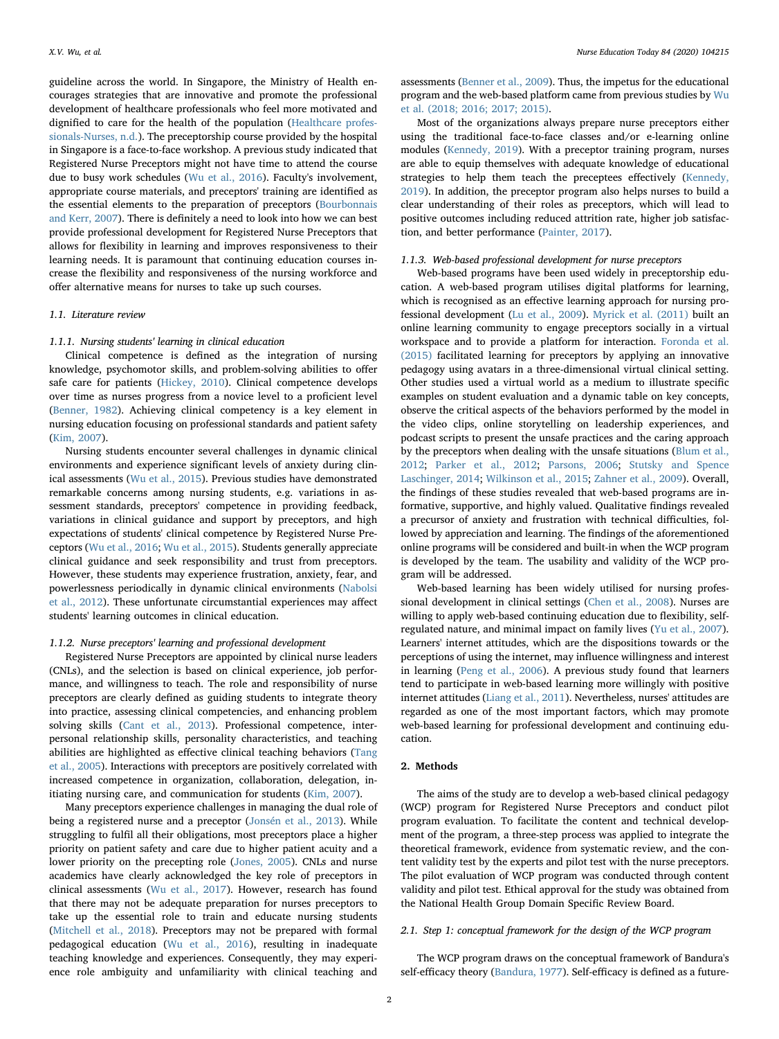guideline across the world. In Singapore, the Ministry of Health encourages strategies that are innovative and promote the professional development of healthcare professionals who feel more motivated and dignified to care for the health of the population (Healthcare professionals-Nurses, n.d.). The preceptorship course provided by the hospital in Singapore is a face-to-face workshop. A previous study indicated that Registered Nurse Preceptors might not have time to attend the course due to busy work schedules (Wu et al., 2016). Faculty's involvement, appropriate course materials, and preceptors' training are identified as the essential elements to the preparation of preceptors (Bourbonnais and Kerr, 2007). There is definitely a need to look into how we can best provide professional development for Registered Nurse Preceptors that allows for flexibility in learning and improves responsiveness to their learning needs. It is paramount that continuing education courses increase the flexibility and responsiveness of the nursing workforce and offer alternative means for nurses to take up such courses.

## 1.1. Literature review

### 1.1.1. Nursing students' learning in clinical education

Clinical competence is defined as the integration of nursing knowledge, psychomotor skills, and problem-solving abilities to offer safe care for patients (Hickey, 2010). Clinical competence develops over time as nurses progress from a novice level to a proficient level (Benner, 1982). Achieving clinical competency is a key element in nursing education focusing on professional standards and patient safety (Kim, 2007).

Nursing students encounter several challenges in dynamic clinical environments and experience significant levels of anxiety during clinical assessments (Wu et al., 2015). Previous studies have demonstrated remarkable concerns among nursing students, e.g. variations in assessment standards, preceptors' competence in providing feedback, variations in clinical guidance and support by preceptors, and high expectations of students' clinical competence by Registered Nurse Preceptors (Wu et al., 2016; Wu et al., 2015). Students generally appreciate clinical guidance and seek responsibility and trust from preceptors. However, these students may experience frustration, anxiety, fear, and powerlessness periodically in dynamic clinical environments (Nabolsi et al., 2012). These unfortunate circumstantial experiences may affect students' learning outcomes in clinical education.

### 1.1.2. Nurse preceptors' learning and professional development

Registered Nurse Preceptors are appointed by clinical nurse leaders (CNLs), and the selection is based on clinical experience, job performance, and willingness to teach. The role and responsibility of nurse preceptors are clearly defined as guiding students to integrate theory into practice, assessing clinical competencies, and enhancing problem solving skills (Cant et al., 2013). Professional competence, interpersonal relationship skills, personality characteristics, and teaching abilities are highlighted as effective clinical teaching behaviors (Tang et al., 2005). Interactions with preceptors are positively correlated with increased competence in organization, collaboration, delegation, initiating nursing care, and communication for students (Kim, 2007).

Many preceptors experience challenges in managing the dual role of being a registered nurse and a preceptor (Jonsén et al., 2013). While struggling to fulfil all their obligations, most preceptors place a higher priority on patient safety and care due to higher patient acuity and a lower priority on the precepting role (Jones, 2005). CNLs and nurse academics have clearly acknowledged the key role of preceptors in clinical assessments (Wu et al., 2017). However, research has found that there may not be adequate preparation for nurses preceptors to take up the essential role to train and educate nursing students (Mitchell et al., 2018). Preceptors may not be prepared with formal pedagogical education (Wu et al., 2016), resulting in inadequate teaching knowledge and experiences. Consequently, they may experience role ambiguity and unfamiliarity with clinical teaching and assessments (Benner et al., 2009). Thus, the impetus for the educational program and the web-based platform came from previous studies by Wu et al. (2018; 2016; 2017; 2015).

Most of the organizations always prepare nurse preceptors either using the traditional face-to-face classes and/or e-learning online modules (Kennedy, 2019). With a preceptor training program, nurses are able to equip themselves with adequate knowledge of educational strategies to help them teach the preceptees effectively (Kennedy, 2019). In addition, the preceptor program also helps nurses to build a clear understanding of their roles as preceptors, which will lead to positive outcomes including reduced attrition rate, higher job satisfaction, and better performance (Painter, 2017).

### 1.1.3. Web-based professional development for nurse preceptors

Web-based programs have been used widely in preceptorship education. A web-based program utilises digital platforms for learning, which is recognised as an effective learning approach for nursing professional development (Lu et al., 2009). Myrick et al. (2011) built an online learning community to engage preceptors socially in a virtual workspace and to provide a platform for interaction. Foronda et al. (2015) facilitated learning for preceptors by applying an innovative pedagogy using avatars in a three-dimensional virtual clinical setting. Other studies used a virtual world as a medium to illustrate specific examples on student evaluation and a dynamic table on key concepts, observe the critical aspects of the behaviors performed by the model in the video clips, online storytelling on leadership experiences, and podcast scripts to present the unsafe practices and the caring approach by the preceptors when dealing with the unsafe situations (Blum et al., 2012; Parker et al., 2012; Parsons, 2006; Stutsky and Spence Laschinger, 2014; Wilkinson et al., 2015; Zahner et al., 2009). Overall, the findings of these studies revealed that web-based programs are informative, supportive, and highly valued. Qualitative findings revealed a precursor of anxiety and frustration with technical difficulties, followed by appreciation and learning. The findings of the aforementioned online programs will be considered and built-in when the WCP program is developed by the team. The usability and validity of the WCP program will be addressed.

Web-based learning has been widely utilised for nursing professional development in clinical settings (Chen et al., 2008). Nurses are willing to apply web-based continuing education due to flexibility, self-regulated nature, and minimal impact on family lives (Yu et al., 2007). Learners' internet attitudes, which are the dispositions towards or the perceptions of using the internet, may influence willingness and interest in learning (Peng et al., 2006). A previous study found that learners tend to participate in web-based learning more willingly with positive internet attitudes (Liang et al., 2011). Nevertheless, nurses' attitudes are regarded as one of the most important factors, which may promote web-based learning for professional development and continuing education.

# 2. Methods

The aims of the study are to develop a web-based clinical pedagogy (WCP) program for Registered Nurse Preceptors and conduct pilot program evaluation. To facilitate the content and technical development of the program, a three-step process was applied to integrate the theoretical framework, evidence from systematic review, and the content validity test by the experts and pilot test with the nurse preceptors. The pilot evaluation of WCP program was conducted through content validity and pilot test. Ethical approval for the study was obtained from the National Health Group Domain Specific Review Board.

## 2.1. Step 1: conceptual framework for the design of the WCP program

The WCP program draws on the conceptual framework of Bandura's self-efficacy theory (Bandura, 1977). Self-efficacy is defined as a future-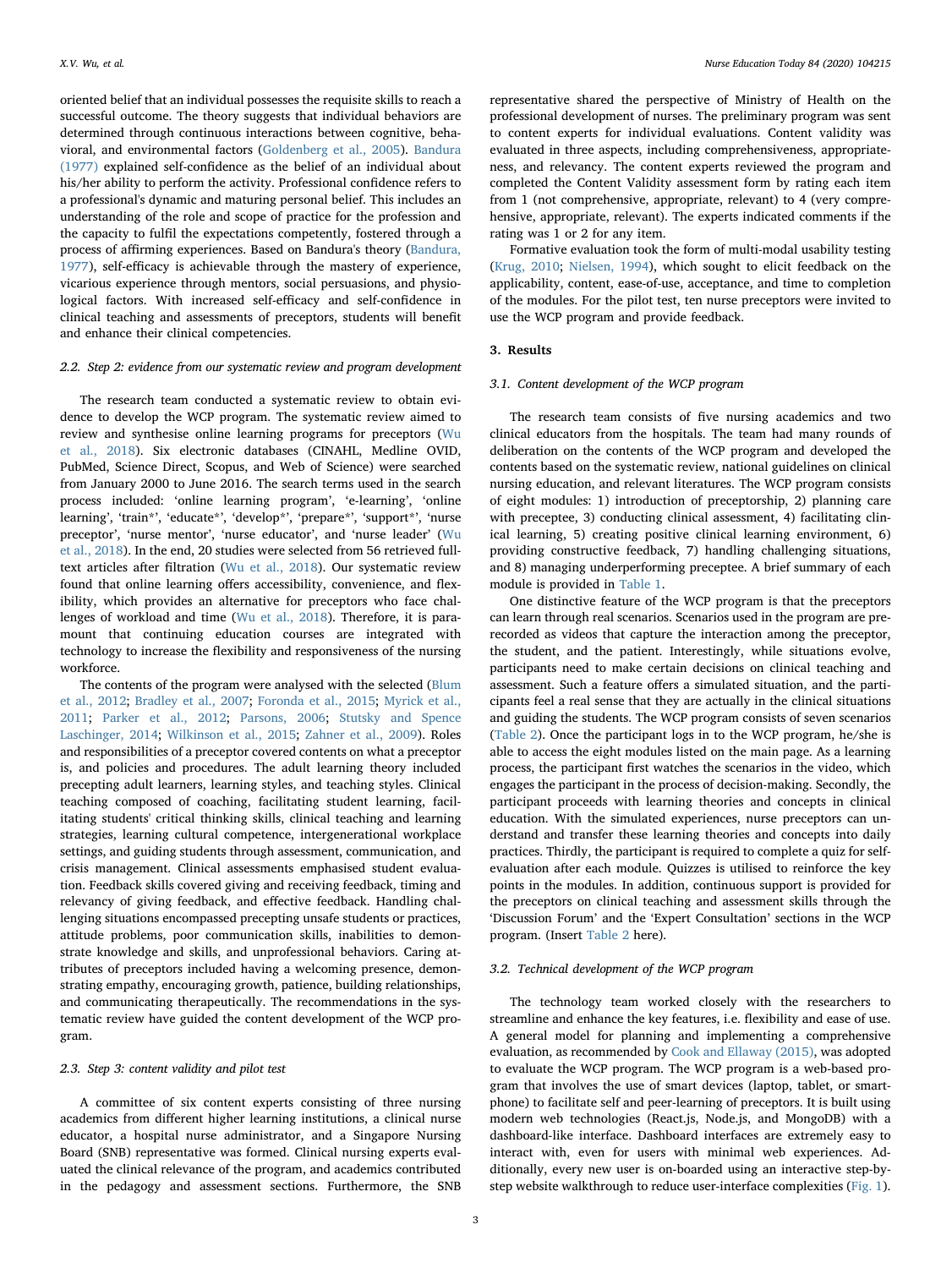oriented belief that an individual possesses the requisite skills to reach a successful outcome. The theory suggests that individual behaviors are determined through continuous interactions between cognitive, behavioral, and environmental factors (Goldenberg et al., 2005). Bandura (1977) explained self-confidence as the belief of an individual about his/her ability to perform the activity. Professional confidence refers to a professional's dynamic and maturing personal belief. This includes an understanding of the role and scope of practice for the profession and the capacity to fulfil the expectations competently, fostered through a process of affirming experiences. Based on Bandura's theory (Bandura, 1977), self-efficacy is achievable through the mastery of experience, vicarious experience through mentors, social persuasions, and physiological factors. With increased self-efficacy and self-confidence in clinical teaching and assessments of preceptors, students will benefit and enhance their clinical competencies.

### 2.2. Step 2: evidence from our systematic review and program development

The research team conducted a systematic review to obtain evidence to develop the WCP program. The systematic review aimed to review and synthesise online learning programs for preceptors (Wu et al., 2018). Six electronic databases (CINAHL, Medline OVID, PubMed, Science Direct, Scopus, and Web of Science) were searched from January 2000 to June 2016. The search terms used in the search process included: 'online learning program', 'e-learning', 'online learning', 'train*', 'educate*', 'develop*', 'prepare*', 'support*', 'nurse preceptor', 'nurse mentor', 'nurse educator', and 'nurse leader' (Wu et al., 2018). In the end, 20 studies were selected from 56 retrieved full-text articles after filtration (Wu et al., 2018). Our systematic review found that online learning offers accessibility, convenience, and flexibility, which provides an alternative for preceptors who face challenges of workload and time (Wu et al., 2018). Therefore, it is paramount that continuing education courses are integrated with technology to increase the flexibility and responsiveness of the nursing workforce.

The contents of the program were analysed with the selected (Blum et al., 2012; Bradley et al., 2007; Foronda et al., 2015; Myrick et al., 2011; Parker et al., 2012; Parsons, 2006; Stutsky and Spence Laschinger, 2014; Wilkinson et al., 2015; Zahner et al., 2009). Roles and responsibilities of a preceptor covered contents on what a preceptor is, and policies and procedures. The adult learning theory included precepting adult learners, learning styles, and teaching styles. Clinical teaching composed of coaching, facilitating student learning, facilitating students' critical thinking skills, clinical teaching and learning strategies, learning cultural competence, intergenerational workplace settings, and guiding students through assessment, communication, and crisis management. Clinical assessments emphasised student evaluation. Feedback skills covered giving and receiving feedback, timing and relevancy of giving feedback, and effective feedback. Handling challenging situations encompassed precepting unsafe students or practices, attitude problems, poor communication skills, inabilities to demonstrate knowledge and skills, and unprofessional behaviors. Caring attributes of preceptors included having a welcoming presence, demonstrating empathy, encouraging growth, patience, building relationships, and communicating therapeutically. The recommendations in the systematic review have guided the content development of the WCP program.

### 2.3. Step 3: content validity and pilot test

A committee of six content experts consisting of three nursing academics from different higher learning institutions, a clinical nurse educator, a hospital nurse administrator, and a Singapore Nursing Board (SNB) representative was formed. Clinical nursing experts evaluated the clinical relevance of the program, and academics contributed in the pedagogy and assessment sections. Furthermore, the SNB representative shared the perspective of Ministry of Health on the professional development of nurses. The preliminary program was sent to content experts for individual evaluations. Content validity was evaluated in three aspects, including comprehensiveness, appropriateness, and relevancy. The content experts reviewed the program and completed the Content Validity assessment form by rating each item from 1 (not comprehensive, appropriate, relevant) to 4 (very comprehensive, appropriate, relevant). The experts indicated comments if the rating was 1 or 2 for any item.

Formative evaluation took the form of multi-modal usability testing (Krug, 2010; Nielsen, 1994), which sought to elicit feedback on the applicability, content, ease-of-use, acceptance, and time to completion of the modules. For the pilot test, ten nurse preceptors were invited to use the WCP program and provide feedback.

## 3. Results

### 3.1. Content development of the WCP program

The research team consists of five nursing academics and two clinical educators from the hospitals. The team had many rounds of deliberation on the contents of the WCP program and developed the contents based on the systematic review, national guidelines on clinical nursing education, and relevant literatures. The WCP program consists of eight modules: 1) introduction of preceptorship, 2) planning care with preceptee, 3) conducting clinical assessment, 4) facilitating clinical learning, 5) creating positive clinical learning environment, 6) providing constructive feedback, 7) handling challenging situations, and 8) managing underperforming preceptee. A brief summary of each module is provided in Table 1.

One distinctive feature of the WCP program is that the preceptors can learn through real scenarios. Scenarios used in the program are pre-recorded as videos that capture the interaction among the preceptor, the student, and the patient. Interestingly, while situations evolve, participants need to make certain decisions on clinical teaching and assessment. Such a feature offers a simulated situation, and the participants feel a real sense that they are actually in the clinical situations and guiding the students. The WCP program consists of seven scenarios (Table 2). Once the participant logs in to the WCP program, he/she is able to access the eight modules listed on the main page. As a learning process, the participant first watches the scenarios in the video, which engages the participant in the process of decision-making. Secondly, the participant proceeds with learning theories and concepts in clinical education. With the simulated experiences, nurse preceptors can understand and transfer these learning theories and concepts into daily practices. Thirdly, the participant is required to complete a quiz for self-evaluation after each module. Quizzes is utilised to reinforce the key points in the modules. In addition, continuous support is provided for the preceptors on clinical teaching and assessment skills through the 'Discussion Forum' and the 'Expert Consultation' sections in the WCP program. (Insert Table 2 here).

### 3.2. Technical development of the WCP program

The technology team worked closely with the researchers to streamline and enhance the key features, i.e. flexibility and ease of use. A general model for planning and implementing a comprehensive evaluation, as recommended by Cook and Ellaway (2015), was adopted to evaluate the WCP program. The WCP program is a web-based program that involves the use of smart devices (laptop, tablet, or smartphone) to facilitate self and peer-learning of preceptors. It is built using modern web technologies (React.js, Node.js, and MongoDB) with a dashboard-like interface. Dashboard interfaces are extremely easy to interact with, even for users with minimal web experiences. Additionally, every new user is on-boarded using an interactive step-by-step website walkthrough to reduce user-interface complexities (Fig. 1).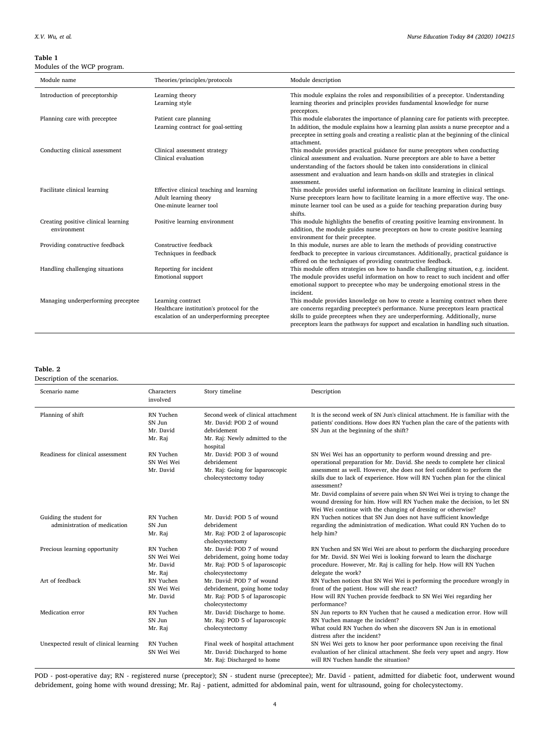**Table 1**
Modules of the WCP program.

| Module name | Theories/principles/protocols | Module description |
|---|---|---|
| Introduction of preceptorship | Learning theory<br>Learning style | This module explains the roles and responsibilities of a preceptor. Understanding learning theories and principles provides fundamental knowledge for nurse preceptors. |
| Planning care with preceptee | Patient care planning<br>Learning contract for goal-setting | This module elaborates the importance of planning care for patients with preceptee. In addition, the module explains how a learning plan assists a nurse preceptor and a preceptee in setting goals and creating a realistic plan at the beginning of the clinical attachment. |
| Conducting clinical assessment | Clinical assessment strategy<br>Clinical evaluation | This module provides practical guidance for nurse preceptors when conducting clinical assessment and evaluation. Nurse preceptors are able to have a better understanding of the factors should be taken into considerations in clinical assessment and evaluation and learn hands-on skills and strategies in clinical assessment. |
| Facilitate clinical learning | Effective clinical teaching and learning<br>Adult learning theory<br>One-minute learner tool | This module provides useful information on facilitate learning in clinical settings. Nurse preceptors learn how to facilitate learning in a more effective way. The one-minute learner tool can be used as a guide for teaching preparation during busy shifts. |
| Creating positive clinical learning environment | Positive learning environment | This module highlights the benefits of creating positive learning environment. In addition, the module guides nurse preceptors on how to create positive learning environment for their preceptee. |
| Providing constructive feedback | Constructive feedback<br>Techniques in feedback | In this module, nurses are able to learn the methods of providing constructive feedback to preceptee in various circumstances. Additionally, practical guidance is offered on the techniques of providing constructive feedback. |
| Handling challenging situations | Reporting for incident<br>Emotional support | This module offers strategies on how to handle challenging situation, e.g. incident. The module provides useful information on how to react to such incident and offer emotional support to preceptee who may be undergoing emotional stress in the incident. |
| Managing underperforming preceptee | Learning contract<br>Healthcare institution's protocol for the escalation of an underperforming preceptee | This module provides knowledge on how to create a learning contract when there are concerns regarding preceptee's performance. Nurse preceptors learn practical skills to guide preceptees when they are underperforming. Additionally, nurse preceptors learn the pathways for support and escalation in handling such situation. |

**Table. 2**
Description of the scenarios.

| Scenario name | Characters involved | Story timeline | Description |
|---|---|---|---|
| Planning of shift | RN Yuchen<br>SN Jun<br>Mr. David<br>Mr. Raj | Second week of clinical attachment<br>Mr. David: POD 2 of wound debridement<br>Mr. Raj: Newly admitted to the hospital | It is the second week of SN Jun's clinical attachment. He is familiar with the patients' conditions. How does RN Yuchen plan the care of the patients with SN Jun at the beginning of the shift? |
| Readiness for clinical assessment | RN Yuchen<br>SN Wei Wei<br>Mr. David | Mr. David: POD 3 of wound debridement<br>Mr. Raj: Going for laparoscopic cholecystectomy today | SN Wei Wei has an opportunity to perform wound dressing and pre-operational preparation for Mr. David. She needs to complete her clinical assessment as well. However, she does not feel confident to perform the skills due to lack of experience. How will RN Yuchen plan for the clinical assessment?<br>Mr. David complains of severe pain when SN Wei Wei is trying to change the wound dressing for him. How will RN Yuchen make the decision, to let SN Wei Wei continue with the changing of dressing or otherwise? |
| Guiding the student for administration of medication | RN Yuchen<br>SN Jun<br>Mr. Raj | Mr. David: POD 5 of wound debridement<br>Mr. Raj: POD 2 of laparoscopic cholecystectomy | RN Yuchen notices that SN Jun does not have sufficient knowledge regarding the administration of medication. What could RN Yuchen do to help him? |
| Precious learning opportunity | RN Yuchen<br>SN Wei Wei<br>Mr. David<br>Mr. Raj | Mr. David: POD 7 of wound debridement, going home today<br>Mr. Raj: POD 5 of laparoscopic cholecystectomy | RN Yuchen and SN Wei Wei are about to perform the discharging procedure for Mr. David. SN Wei Wei is looking forward to learn the discharge procedure. However, Mr. Raj is calling for help. How will RN Yuchen delegate the work? |
| Art of feedback | RN Yuchen<br>SN Wei Wei<br>Mr. David | Mr. David: POD 7 of wound debridement, going home today<br>Mr. Raj: POD 5 of laparoscopic cholecystectomy | RN Yuchen notices that SN Wei Wei is performing the procedure wrongly in front of the patient. How will she react?<br>How will RN Yuchen provide feedback to SN Wei Wei regarding her performance? |
| Medication error | RN Yuchen<br>SN Jun<br>Mr. Raj | Mr. David: Discharge to home.<br>Mr. Raj: POD 5 of laparoscopic cholecystectomy | SN Jun reports to RN Yuchen that he caused a medication error. How will RN Yuchen manage the incident?<br>What could RN Yuchen do when she discovers SN Jun is in emotional distress after the incident? |
| Unexpected result of clinical learning | RN Yuchen<br>SN Wei Wei | Final week of hospital attachment<br>Mr. David: Discharged to home<br>Mr. Raj: Discharged to home | SN Wei Wei gets to know her poor performance upon receiving the final evaluation of her clinical attachment. She feels very upset and angry. How will RN Yuchen handle the situation? |

POD - post-operative day; RN - registered nurse (preceptor); SN - student nurse (preceptee); Mr. David - patient, admitted for diabetic foot, underwent wound debridement, going home with wound dressing; Mr. Raj - patient, admitted for abdominal pain, went for ultrasound, going for cholecystectomy.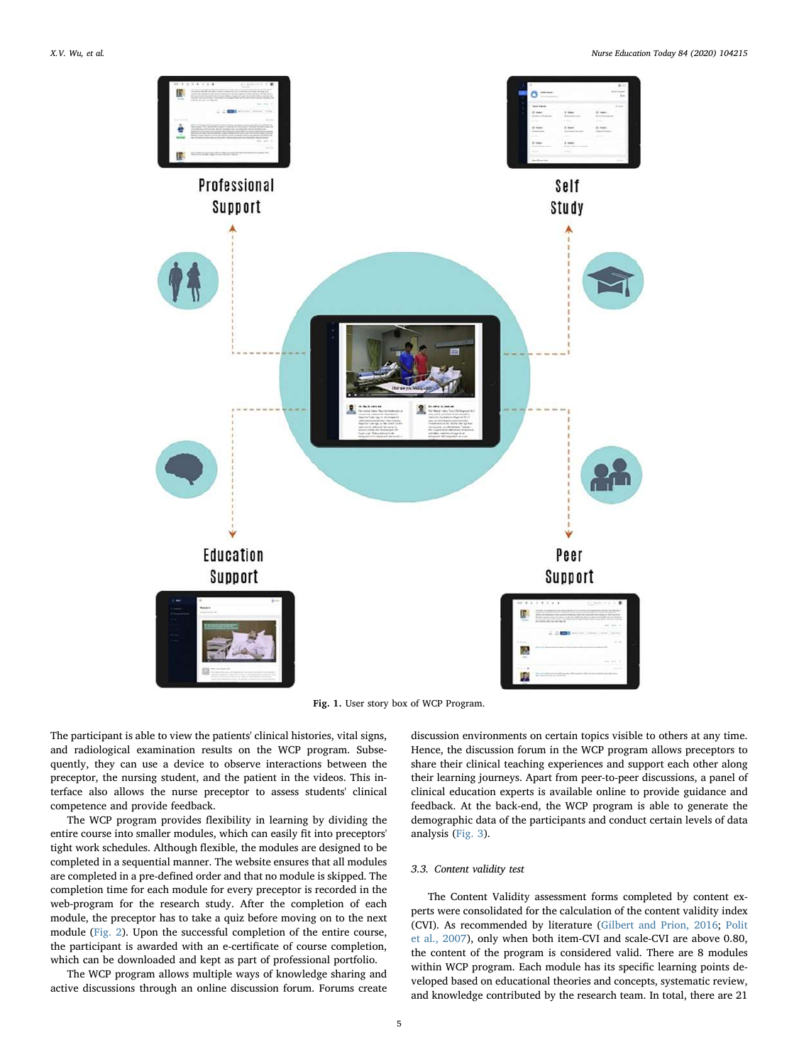Fig. 1. User story box of WCP Program.

The participant is able to view the patients' clinical histories, vital signs, and radiological examination results on the WCP program. Subsequently, they can use a device to observe interactions between the preceptor, the nursing student, and the patient in the videos. This interface also allows the nurse preceptor to assess students' clinical competence and provide feedback.

The WCP program provides flexibility in learning by dividing the entire course into smaller modules, which can easily fit into preceptors' tight work schedules. Although flexible, the modules are designed to be completed in a sequential manner. The website ensures that all modules are completed in a pre-defined order and that no module is skipped. The completion time for each module for every preceptor is recorded in the web-program for the research study. After the completion of each module, the preceptor has to take a quiz before moving on to the next module (Fig. 2). Upon the successful completion of the entire course, the participant is awarded with an e-certificate of course completion, which can be downloaded and kept as part of professional portfolio.

The WCP program allows multiple ways of knowledge sharing and active discussions through an online discussion forum. Forums create discussion environments on certain topics visible to others at any time. Hence, the discussion forum in the WCP program allows preceptors to share their clinical teaching experiences and support each other along their learning journeys. Apart from peer-to-peer discussions, a panel of clinical education experts is available online to provide guidance and feedback. At the back-end, the WCP program is able to generate the demographic data of the participants and conduct certain levels of data analysis (Fig. 3).

### 3.3. Content validity test

The Content Validity assessment forms completed by content experts were consolidated for the calculation of the content validity index (CVI). As recommended by literature (Gilbert and Prion, 2016; Polit et al., 2007), only when both item-CVI and scale-CVI are above 0.80, the content of the program is considered valid. There are 8 modules within WCP program. Each module has its specific learning points developed based on educational theories and concepts, systematic review, and knowledge contributed by the research team. In total, there are 21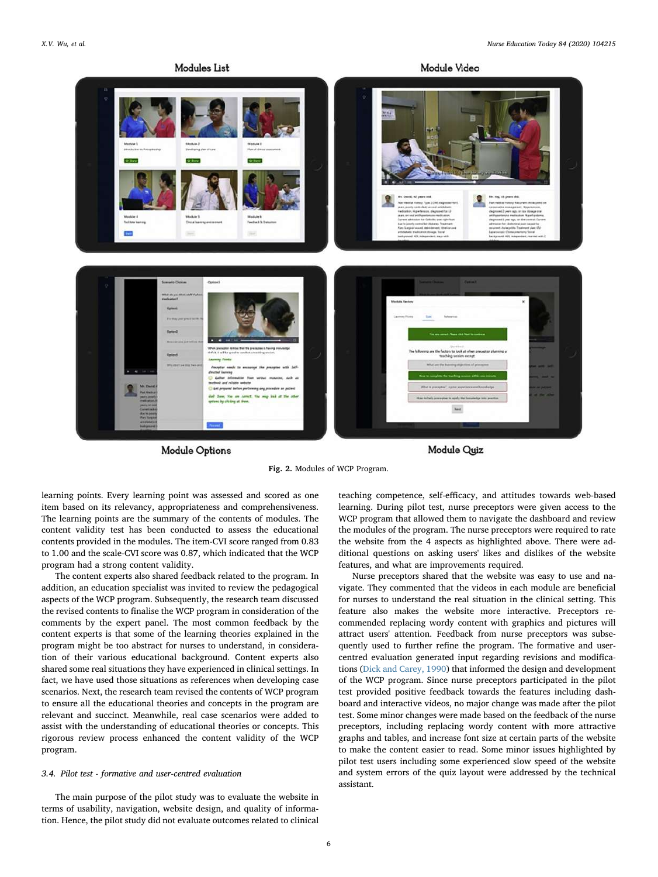Fig. 2. Modules of WCP Program.

learning points. Every learning point was assessed and scored as one item based on its relevancy, appropriateness and comprehensiveness. The learning points are the summary of the contents of modules. The content validity test has been conducted to assess the educational contents provided in the modules. The item-CVI score ranged from 0.83 to 1.00 and the scale-CVI score was 0.87, which indicated that the WCP program had a strong content validity.

The content experts also shared feedback related to the program. In addition, an education specialist was invited to review the pedagogical aspects of the WCP program. Subsequently, the research team discussed the revised contents to finalise the WCP program in consideration of the comments by the expert panel. The most common feedback by the content experts is that some of the learning theories explained in the program might be too abstract for nurses to understand, in consideration of their various educational background. Content experts also shared some real situations they have experienced in clinical settings. In fact, we have used those situations as references when developing case scenarios. Next, the research team revised the contents of WCP program to ensure all the educational theories and concepts in the program are relevant and succinct. Meanwhile, real case scenarios were added to assist with the understanding of educational theories or concepts. This rigorous review process enhanced the content validity of the WCP program.

### *3.4. Pilot test - formative and user-centred evaluation*

The main purpose of the pilot study was to evaluate the website in terms of usability, navigation, website design, and quality of information. Hence, the pilot study did not evaluate outcomes related to clinical teaching competence, self-efficacy, and attitudes towards web-based learning. During pilot test, nurse preceptors were given access to the WCP program that allowed them to navigate the dashboard and review the modules of the program. The nurse preceptors were required to rate the website from the 4 aspects as highlighted above. There were additional questions on asking users' likes and dislikes of the website features, and what are improvements required.

Nurse preceptors shared that the website was easy to use and navigate. They commented that the videos in each module are beneficial for nurses to understand the real situation in the clinical setting. This feature also makes the website more interactive. Preceptors recommended replacing wordy content with graphics and pictures will attract users' attention. Feedback from nurse preceptors was subsequently used to further refine the program. The formative and user-centred evaluation generated input regarding revisions and modifications (Dick and Carey, 1990) that informed the design and development of the WCP program. Since nurse preceptors participated in the pilot test provided positive feedback towards the features including dashboard and interactive videos, no major change was made after the pilot test. Some minor changes were made based on the feedback of the nurse preceptors, including replacing wordy content with more attractive graphs and tables, and increase font size at certain parts of the website to make the content easier to read. Some minor issues highlighted by pilot test users including some experienced slow speed of the website and system errors of the quiz layout were addressed by the technical assistant.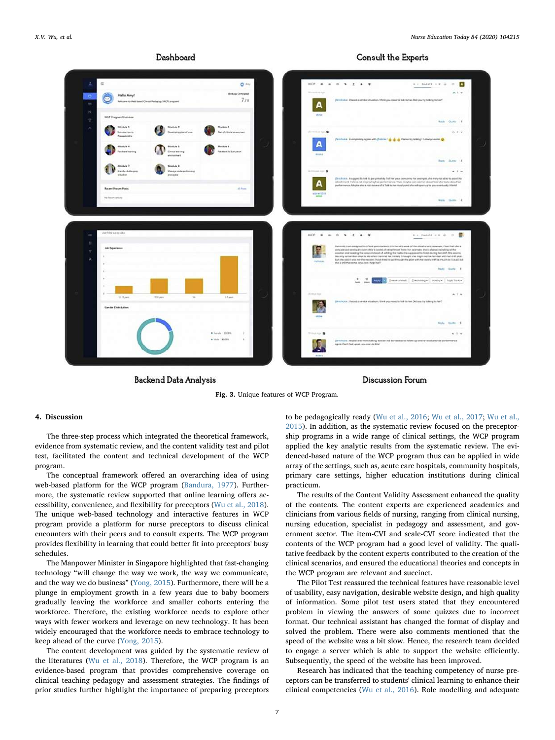Fig. 3. Unique features of WCP Program.

## 4. Discussion

The three-step process which integrated the theoretical framework, evidence from systematic review, and the content validity test and pilot test, facilitated the content and technical development of the WCP program.

The conceptual framework offered an overarching idea of using web-based platform for the WCP program (Bandura, 1977). Furthermore, the systematic review supported that online learning offers accessibility, convenience, and flexibility for preceptors (Wu et al., 2018). The unique web-based technology and interactive features in WCP program provide a platform for nurse preceptors to discuss clinical encounters with their peers and to consult experts. The WCP program provides flexibility in learning that could better fit into preceptors' busy schedules.

The Manpower Minister in Singapore highlighted that fast-changing technology "will change the way we work, the way we communicate, and the way we do business" (Yong, 2015). Furthermore, there will be a plunge in employment growth in a few years due to baby boomers gradually leaving the workforce and smaller cohorts entering the workforce. Therefore, the existing workforce needs to explore other ways with fewer workers and leverage on new technology. It has been widely encouraged that the workforce needs to embrace technology to keep ahead of the curve (Yong, 2015).

The content development was guided by the systematic review of the literatures (Wu et al., 2018). Therefore, the WCP program is an evidence-based program that provides comprehensive coverage on clinical teaching pedagogy and assessment strategies. The findings of prior studies further highlight the importance of preparing preceptors to be pedagogically ready (Wu et al., 2016; Wu et al., 2017; Wu et al., 2015). In addition, as the systematic review focused on the preceptorship programs in a wide range of clinical settings, the WCP program applied the key analytic results from the systematic review. The evidenced-based nature of the WCP program thus can be applied in wide array of the settings, such as, acute care hospitals, community hospitals, primary care settings, higher education institutions during clinical practicum.

The results of the Content Validity Assessment enhanced the quality of the contents. The content experts are experienced academics and clinicians from various fields of nursing, ranging from clinical nursing, nursing education, specialist in pedagogy and assessment, and government sector. The item-CVI and scale-CVI score indicated that the contents of the WCP program had a good level of validity. The qualitative feedback by the content experts contributed to the creation of the clinical scenarios, and ensured the educational theories and concepts in the WCP program are relevant and succinct.

The Pilot Test reassured the technical features have reasonable level of usability, easy navigation, desirable website design, and high quality of information. Some pilot test users stated that they encountered problem in viewing the answers of some quizzes due to incorrect format. Our technical assistant has changed the format of display and solved the problem. There were also comments mentioned that the speed of the website was a bit slow. Hence, the research team decided to engage a server which is able to support the website efficiently. Subsequently, the speed of the website has been improved.

Research has indicated that the teaching competency of nurse preceptors can be transferred to students' clinical learning to enhance their clinical competencies (Wu et al., 2016). Role modelling and adequate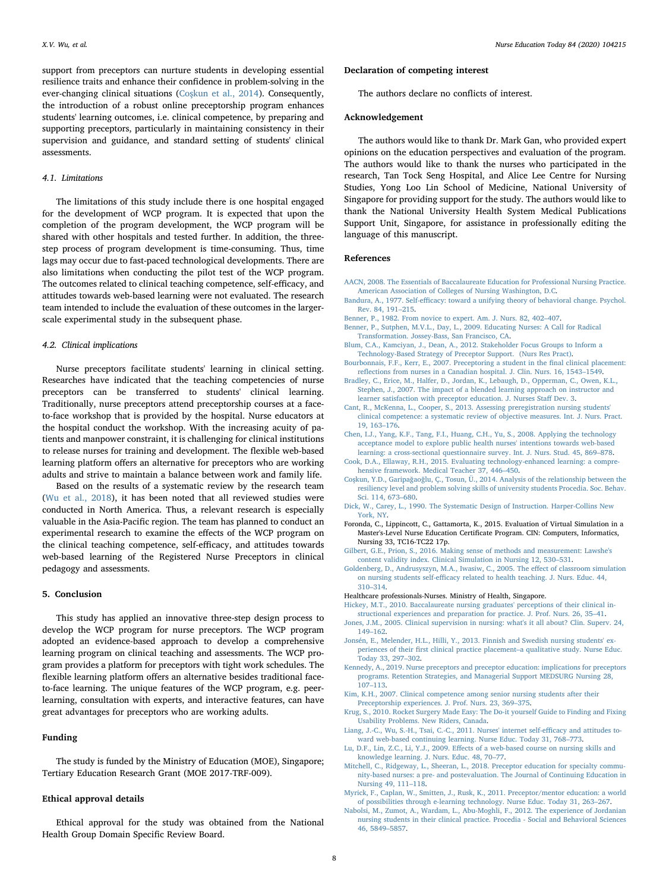support from preceptors can nurture students in developing essential resilience traits and enhance their confidence in problem-solving in the ever-changing clinical situations (Coşkun et al., 2014). Consequently, the introduction of a robust online preceptorship program enhances students' learning outcomes, i.e. clinical competence, by preparing and supporting preceptors, particularly in maintaining consistency in their supervision and guidance, and standard setting of students' clinical assessments.

### 4.1. Limitations

The limitations of this study include there is one hospital engaged for the development of WCP program. It is expected that upon the completion of the program development, the WCP program will be shared with other hospitals and tested further. In addition, the three-step process of program development is time-consuming. Thus, time lags may occur due to fast-paced technological developments. There are also limitations when conducting the pilot test of the WCP program. The outcomes related to clinical teaching competence, self-efficacy, and attitudes towards web-based learning were not evaluated. The research team intended to include the evaluation of these outcomes in the larger-scale experimental study in the subsequent phase.

### 4.2. Clinical implications

Nurse preceptors facilitate students' learning in clinical setting. Researches have indicated that the teaching competencies of nurse preceptors can be transferred to students' clinical learning. Traditionally, nurse preceptors attend preceptorship courses at a face-to-face workshop that is provided by the hospital. Nurse educators at the hospital conduct the workshop. With the increasing acuity of patients and manpower constraint, it is challenging for clinical institutions to release nurses for training and development. The flexible web-based learning platform offers an alternative for preceptors who are working adults and strive to maintain a balance between work and family life.

Based on the results of a systematic review by the research team (Wu et al., 2018), it has been noted that all reviewed studies were conducted in North America. Thus, a relevant research is especially valuable in the Asia-Pacific region. The team has planned to conduct an experimental research to examine the effects of the WCP program on the clinical teaching competence, self-efficacy, and attitudes towards web-based learning of the Registered Nurse Preceptors in clinical pedagogy and assessments.

## 5. Conclusion

This study has applied an innovative three-step design process to develop the WCP program for nurse preceptors. The WCP program adopted an evidence-based approach to develop a comprehensive learning program on clinical teaching and assessments. The WCP program provides a platform for preceptors with tight work schedules. The flexible learning platform offers an alternative besides traditional face-to-face learning. The unique features of the WCP program, e.g. peer-learning, consultation with experts, and interactive features, can have great advantages for preceptors who are working adults.

## Funding

The study is funded by the Ministry of Education (MOE), Singapore; Tertiary Education Research Grant (MOE 2017-TRF-009).

## Ethical approval details

Ethical approval for the study was obtained from the National Health Group Domain Specific Review Board.

## Declaration of competing interest

The authors declare no conflicts of interest.

## Acknowledgement

The authors would like to thank Dr. Mark Gan, who provided expert opinions on the education perspectives and evaluation of the program. The authors would like to thank the nurses who participated in the research, Tan Tock Seng Hospital, and Alice Lee Centre for Nursing Studies, Yong Loo Lin School of Medicine, National University of Singapore for providing support for the study. The authors would like to thank the National University Health System Medical Publications Support Unit, Singapore, for assistance in professionally editing the language of this manuscript.

## References

AACN, 2008. The Essentials of Baccalaureate Education for Professional Nursing Practice. American Association of Colleges of Nursing Washington, D.C.

Bandura, A., 1977. Self-efficacy: toward a unifying theory of behavioral change. Psychol. Rev. 84, 191–215.

Benner, P., 1982. From novice to expert. Am. J. Nurs. 82, 402–407.

Benner, P., Sutphen, M.V.L., Day, L., 2009. Educating Nurses: A Call for Radical Transformation. Jossey-Bass, San Francisco, CA.

Blum, C.A., Kamciyan, J., Dean, A., 2012. Stakeholder Focus Groups to Inform a Technology-Based Strategy of Preceptor Support. (Nurs Res Pract).

Bourbonnais, F.F., Kerr, E., 2007. Preceptoring a student in the final clinical placement: reflections from nurses in a Canadian hospital. J. Clin. Nurs. 16, 1543–1549.

Bradley, C., Erice, M., Halfer, D., Jordan, K., Lebaugh, D., Opperman, C., Owen, K.L., Stephen, J., 2007. The impact of a blended learning approach on instructor and learner satisfaction with preceptor education. J. Nurses Staff Dev. 3.

Cant, R., McKenna, L., Cooper, S., 2013. Assessing preregistration nursing students' clinical competence: a systematic review of objective measures. Int. J. Nurs. Pract. 19, 163–176.

Chen, I.J., Yang, K.F., Tang, F.I., Huang, C.H., Yu, S., 2008. Applying the technology acceptance model to explore public health nurses' intentions towards web-based learning: a cross-sectional questionnaire survey. Int. J. Nurs. Stud. 45, 869–878.

Cook, D.A., Ellaway, R.H., 2015. Evaluating technology-enhanced learning: a comprehensive framework. Medical Teacher 37, 446–450.

Coşkun, Y.D., Garipağaoğlu, Ç., Tosun, Ü., 2014. Analysis of the relationship between the resiliency level and problem solving skills of university students Procedia. Soc. Behav. Sci. 114, 673–680.

Dick, W., Carey, L., 1990. The Systematic Design of Instruction. Harper-Collins New York, NY.

Foronda, C., Lippincott, C., Gattamorta, K., 2015. Evaluation of Virtual Simulation in a Master's-Level Nurse Education Certificate Program. CIN: Computers, Informatics, Nursing 33, TC16-TC22 17p.

Gilbert, G.E., Prion, S., 2016. Making sense of methods and measurement: Lawshe's content validity index. Clinical Simulation in Nursing 12, 530–531.

Goldenberg, D., Andrusyszyn, M.A., Iwasiw, C., 2005. The effect of classroom simulation on nursing students self-efficacy related to health teaching. J. Nurs. Educ. 44, 310–314.

Healthcare professionals-Nurses. Ministry of Health, Singapore.

Hickey, M.T., 2010. Baccalaureate nursing graduates' perceptions of their clinical instructional experiences and preparation for practice. J. Prof. Nurs. 26, 35–41.

Jones, J.M., 2005. Clinical supervision in nursing: what's it all about? Clin. Superv. 24, 149–162.

Jonsén, E., Melender, H.L., Hilli, Y., 2013. Finnish and Swedish nursing students' experiences of their first clinical practice placement–a qualitative study. Nurse Educ. Today 33, 297–302.

Kennedy, A., 2019. Nurse preceptors and preceptor education: implications for preceptors programs. Retention Strategies, and Managerial Support MEDSURG Nursing 28, 107–113.

Kim, K.H., 2007. Clinical competence among senior nursing students after their Preceptorship experiences. J. Prof. Nurs. 23, 369–375.

Krug, S., 2010. Rocket Surgery Made Easy: The Do-it yourself Guide to Finding and Fixing Usability Problems. New Riders, Canada.

Liang, J.-C., Wu, S.-H., Tsai, C.-C., 2011. Nurses' internet self-efficacy and attitudes toward web-based continuing learning. Nurse Educ. Today 31, 768–773.

Lu, D.F., Lin, Z.C., Li, Y.J., 2009. Effects of a web-based course on nursing skills and knowledge learning. J. Nurs. Educ. 48, 70–77.

Mitchell, C., Ridgeway, L., Sheeran, L., 2018. Preceptor education for specialty community-based nurses: a pre- and postevaluation. The Journal of Continuing Education in Nursing 49, 111–118.

Myrick, F., Caplan, W., Smitten, J., Rusk, K., 2011. Preceptor/mentor education: a world of possibilities through e-learning technology. Nurse Educ. Today 31, 263–267.

Nabolsi, M., Zumot, A., Wardam, L., Abu-Moghli, F., 2012. The experience of Jordanian nursing students in their clinical practice. Procedia - Social and Behavioral Sciences 46, 5849–5857.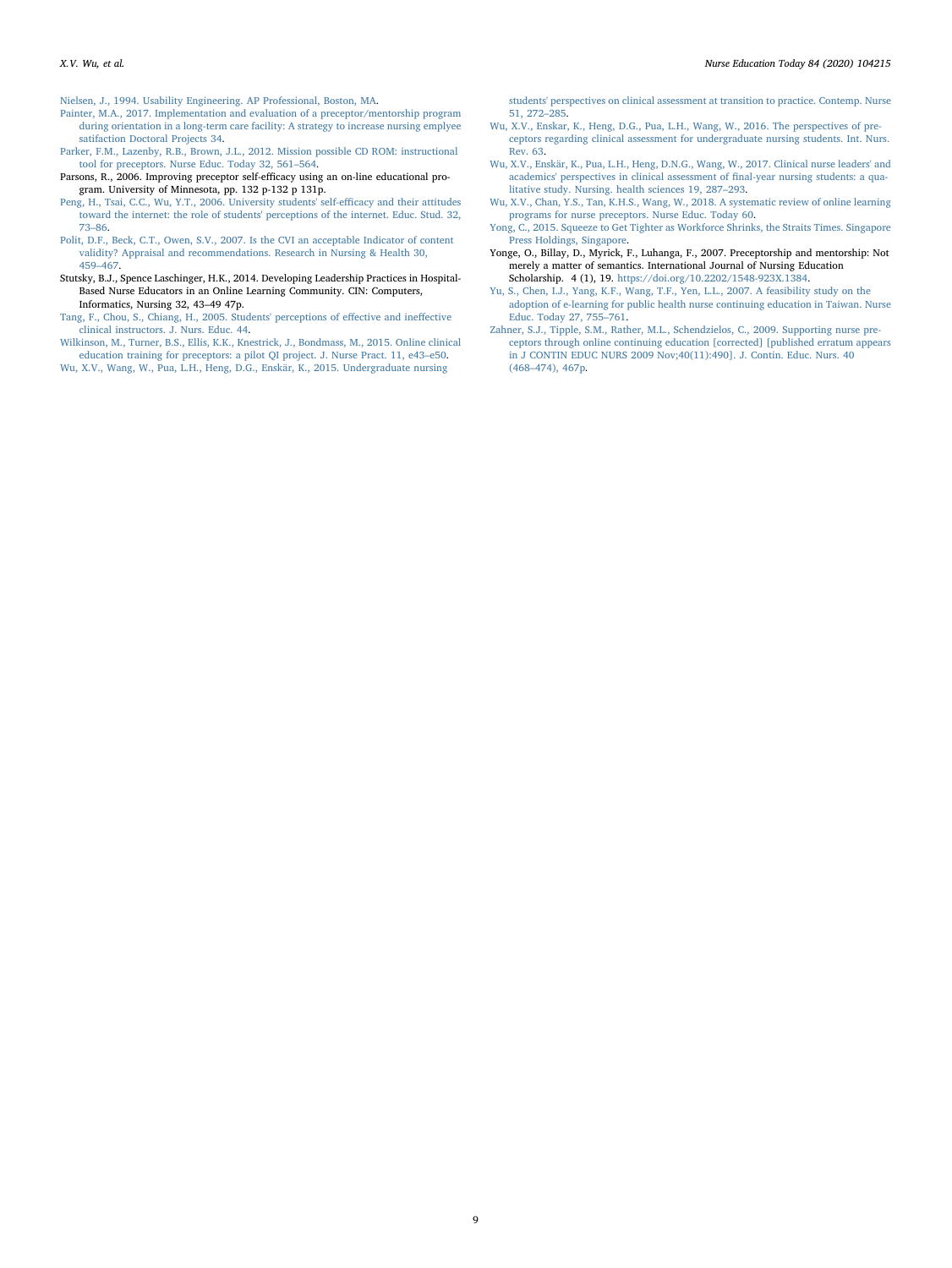Nielsen, J., 1994. Usability Engineering. AP Professional, Boston, MA.

Painter, M.A., 2017. Implementation and evaluation of a preceptor/mentorship program during orientation in a long-term care facility: A strategy to increase nursing emplyee satifaction Doctoral Projects 34.

Parker, F.M., Lazenby, R.B., Brown, J.L., 2012. Mission possible CD ROM: instructional tool for preceptors. Nurse Educ. Today 32, 561–564.

Parsons, R., 2006. Improving preceptor self-efficacy using an on-line educational program. University of Minnesota, pp. 132 p-132 p 131p.

Peng, H., Tsai, C.C., Wu, Y.T., 2006. University students' self-efficacy and their attitudes toward the internet: the role of students' perceptions of the internet. Educ. Stud. 32, 73–86.

Polit, D.F., Beck, C.T., Owen, S.V., 2007. Is the CVI an acceptable Indicator of content validity? Appraisal and recommendations. Research in Nursing & Health 30, 459–467.

Stutsky, B.J., Spence Laschinger, H.K., 2014. Developing Leadership Practices in Hospital-Based Nurse Educators in an Online Learning Community. CIN: Computers, Informatics, Nursing 32, 43–49 47p.

Tang, F., Chou, S., Chiang, H., 2005. Students' perceptions of effective and ineffective clinical instructors. J. Nurs. Educ. 44.

Wilkinson, M., Turner, B.S., Ellis, K.K., Knestrick, J., Bondmass, M., 2015. Online clinical education training for preceptors: a pilot QI project. J. Nurse Pract. 11, e43–e50.

Wu, X.V., Wang, W., Pua, L.H., Heng, D.G., Enskär, K., 2015. Undergraduate nursing students' perspectives on clinical assessment at transition to practice. Contemp. Nurse 51, 272–285.

Wu, X.V., Enskar, K., Heng, D.G., Pua, L.H., Wang, W., 2016. The perspectives of preceptors regarding clinical assessment for undergraduate nursing students. Int. Nurs. Rev. 63.

Wu, X.V., Enskär, K., Pua, L.H., Heng, D.N.G., Wang, W., 2017. Clinical nurse leaders' and academics' perspectives in clinical assessment of final-year nursing students: a qualitative study. Nursing. health sciences 19, 287–293.

Wu, X.V., Chan, Y.S., Tan, K.H.S., Wang, W., 2018. A systematic review of online learning programs for nurse preceptors. Nurse Educ. Today 60.

Yong, C., 2015. Squeeze to Get Tighter as Workforce Shrinks, the Straits Times. Singapore Press Holdings, Singapore.

Yonge, O., Billay, D., Myrick, F., Luhanga, F., 2007. Preceptorship and mentorship: Not merely a matter of semantics. International Journal of Nursing Education Scholarship. 4 (1), 19. https://doi.org/10.2202/1548-923X.1384.

Yu, S., Chen, I.J., Yang, K.F., Wang, T.F., Yen, L.L., 2007. A feasibility study on the adoption of e-learning for public health nurse continuing education in Taiwan. Nurse Educ. Today 27, 755–761.

Zahner, S.J., Tipple, S.M., Rather, M.L., Schendzielos, C., 2009. Supporting nurse preceptors through online continuing education [corrected] [published erratum appears in J CONTIN EDUC NURS 2009 Nov;40(11):490]. J. Contin. Educ. Nurs. 40 (468–474), 467p.